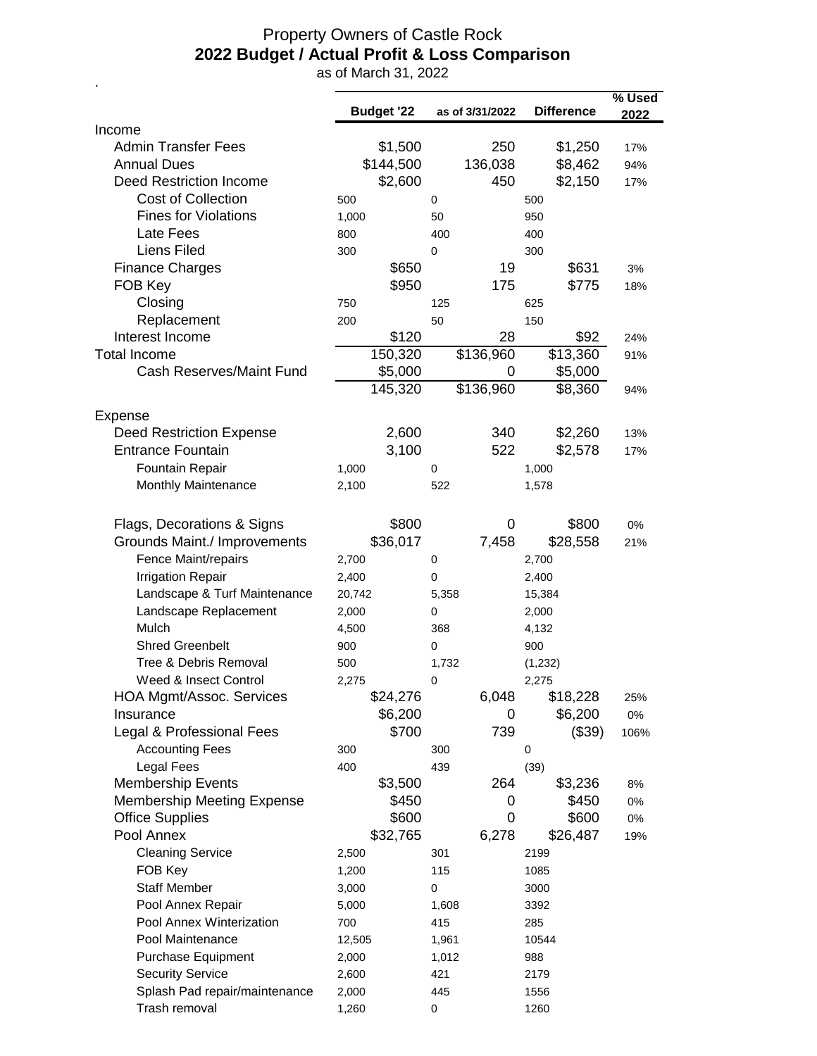# Property Owners of Castle Rock

## 2022 Budget / Actual Profit & Loss Comparison

as of March 31, 2022

| | Budget '22 | as of 3/31/2022 | Difference | % Used 2022 |
|---|---|---|---|---|
| Income | | | | |
| Admin Transfer Fees | $1,500 | 250 | $1,250 | 17% |
| Annual Dues | $144,500 | 136,038 | $8,462 | 94% |
| Deed Restriction Income | $2,600 | 450 | $2,150 | 17% |
| Cost of Collection | 500 | 0 | 500 | |
| Fines for Violations | 1,000 | 50 | 950 | |
| Late Fees | 800 | 400 | 400 | |
| Liens Filed | 300 | 0 | 300 | |
| Finance Charges | $650 | 19 | $631 | 3% |
| FOB Key | $950 | 175 | $775 | 18% |
| Closing | 750 | 125 | 625 | |
| Replacement | 200 | 50 | 150 | |
| Interest Income | $120 | 28 | $92 | 24% |
| Total Income | 150,320 | $136,960 | $13,360 | 91% |
| Cash Reserves/Maint Fund | $5,000 | 0 | $5,000 | |
| | 145,320 | $136,960 | $8,360 | 94% |
| Expense | | | | |
| Deed Restriction Expense | 2,600 | 340 | $2,260 | 13% |
| Entrance Fountain | 3,100 | 522 | $2,578 | 17% |
| Fountain Repair | 1,000 | 0 | 1,000 | |
| Monthly Maintenance | 2,100 | 522 | 1,578 | |
| Flags, Decorations & Signs | $800 | 0 | $800 | 0% |
| Grounds Maint./ Improvements | $36,017 | 7,458 | $28,558 | 21% |
| Fence Maint/repairs | 2,700 | 0 | 2,700 | |
| Irrigation Repair | 2,400 | 0 | 2,400 | |
| Landscape & Turf Maintenance | 20,742 | 5,358 | 15,384 | |
| Landscape Replacement | 2,000 | 0 | 2,000 | |
| Mulch | 4,500 | 368 | 4,132 | |
| Shred Greenbelt | 900 | 0 | 900 | |
| Tree & Debris Removal | 500 | 1,732 | (1,232) | |
| Weed & Insect Control | 2,275 | 0 | 2,275 | |
| HOA Mgmt/Assoc. Services | $24,276 | 6,048 | $18,228 | 25% |
| Insurance | $6,200 | 0 | $6,200 | 0% |
| Legal & Professional Fees | $700 | 739 | ($39) | 106% |
| Accounting Fees | 300 | 300 | 0 | |
| Legal Fees | 400 | 439 | (39) | |
| Membership Events | $3,500 | 264 | $3,236 | 8% |
| Membership Meeting Expense | $450 | 0 | $450 | 0% |
| Office Supplies | $600 | 0 | $600 | 0% |
| Pool Annex | $32,765 | 6,278 | $26,487 | 19% |
| Cleaning Service | 2,500 | 301 | 2199 | |
| FOB Key | 1,200 | 115 | 1085 | |
| Staff Member | 3,000 | 0 | 3000 | |
| Pool Annex Repair | 5,000 | 1,608 | 3392 | |
| Pool Annex Winterization | 700 | 415 | 285 | |
| Pool Maintenance | 12,505 | 1,961 | 10544 | |
| Purchase Equipment | 2,000 | 1,012 | 988 | |
| Security Service | 2,600 | 421 | 2179 | |
| Splash Pad repair/maintenance | 2,000 | 445 | 1556 | |
| Trash removal | 1,260 | 0 | 1260 | |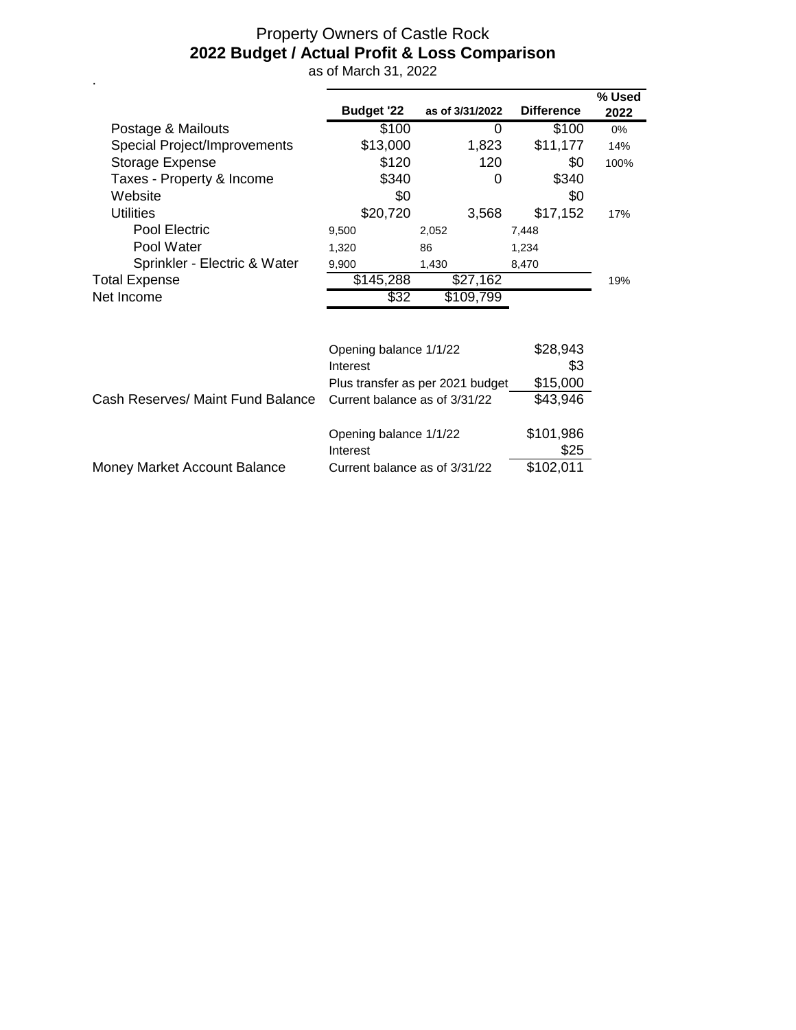Property Owners of Castle Rock

**2022 Budget / Actual Profit & Loss Comparison**

as of March 31, 2022

| | Budget '22 | as of 3/31/2022 | Difference | % Used 2022 |
|---|---|---|---|---|
| Postage & Mailouts | $100 | 0 | $100 | 0% |
| Special Project/Improvements | $13,000 | 1,823 | $11,177 | 14% |
| Storage Expense | $120 | 120 | $0 | 100% |
| Taxes - Property & Income | $340 | 0 | $340 | |
| Website | $0 | | $0 | |
| Utilities | $20,720 | 3,568 | $17,152 | 17% |
| Pool Electric | 9,500 | 2,052 | 7,448 | |
| Pool Water | 1,320 | 86 | 1,234 | |
| Sprinkler - Electric & Water | 9,900 | 1,430 | 8,470 | |
| Total Expense | $145,288 | $27,162 | | 19% |
| Net Income | $32 | $109,799 | | |

| | | |
|---|---|---|
| | Opening balance 1/1/22 | $28,943 |
| | Interest | $3 |
| | Plus transfer as per 2021 budget | $15,000 |
| Cash Reserves/ Maint Fund Balance | Current balance as of 3/31/22 | $43,946 |
| | Opening balance 1/1/22 | $101,986 |
| | Interest | $25 |
| Money Market Account Balance | Current balance as of 3/31/22 | $102,011 |